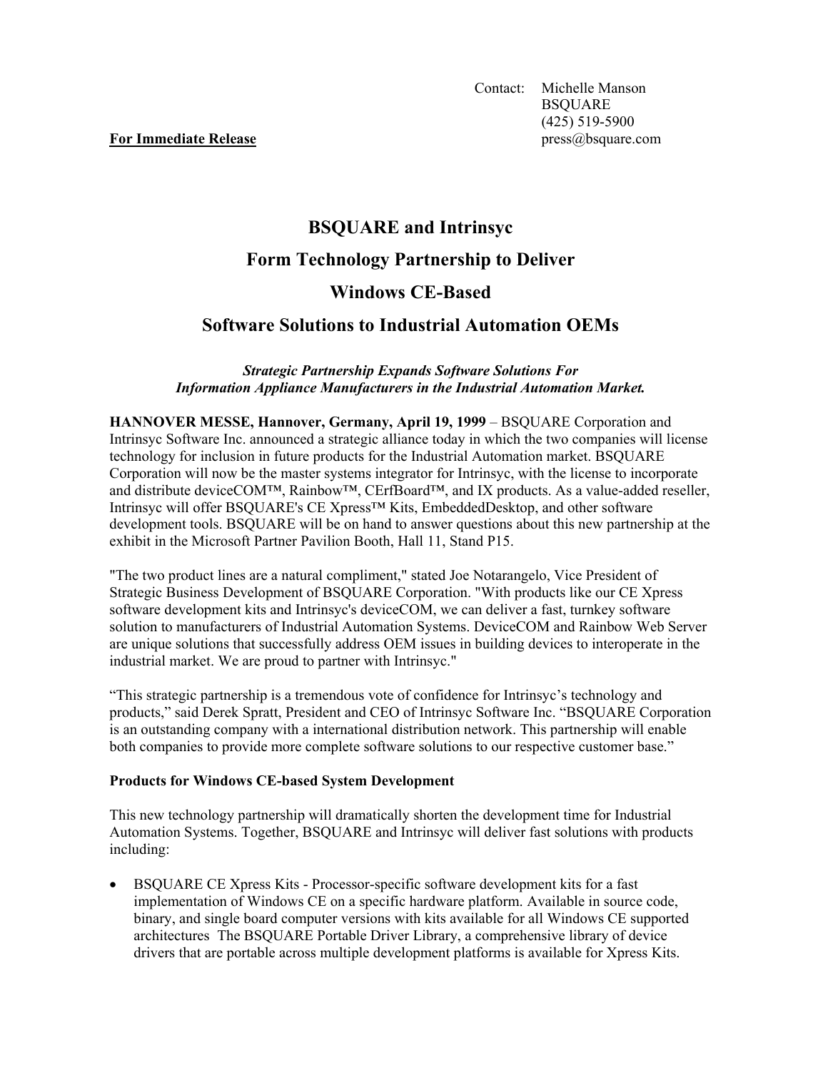Contact: Michelle Manson
BSQUARE
(425) 519-5900
press@bsquare.com

**For Immediate Release**

# BSQUARE and Intrinsyc Form Technology Partnership to Deliver Windows CE-Based Software Solutions to Industrial Automation OEMs

***Strategic Partnership Expands Software Solutions For Information Appliance Manufacturers in the Industrial Automation Market.***

**HANNOVER MESSE, Hannover, Germany, April 19, 1999** – BSQUARE Corporation and Intrinsyc Software Inc. announced a strategic alliance today in which the two companies will license technology for inclusion in future products for the Industrial Automation market. BSQUARE Corporation will now be the master systems integrator for Intrinsyc, with the license to incorporate and distribute deviceCOM™, Rainbow™, CErfBoard™, and IX products. As a value-added reseller, Intrinsyc will offer BSQUARE's CE Xpress™ Kits, EmbeddedDesktop, and other software development tools. BSQUARE will be on hand to answer questions about this new partnership at the exhibit in the Microsoft Partner Pavilion Booth, Hall 11, Stand P15.

"The two product lines are a natural compliment," stated Joe Notarangelo, Vice President of Strategic Business Development of BSQUARE Corporation. "With products like our CE Xpress software development kits and Intrinsyc's deviceCOM, we can deliver a fast, turnkey software solution to manufacturers of Industrial Automation Systems. DeviceCOM and Rainbow Web Server are unique solutions that successfully address OEM issues in building devices to interoperate in the industrial market. We are proud to partner with Intrinsyc."

"This strategic partnership is a tremendous vote of confidence for Intrinsyc's technology and products," said Derek Spratt, President and CEO of Intrinsyc Software Inc. "BSQUARE Corporation is an outstanding company with a international distribution network. This partnership will enable both companies to provide more complete software solutions to our respective customer base."

**Products for Windows CE-based System Development**

This new technology partnership will dramatically shorten the development time for Industrial Automation Systems. Together, BSQUARE and Intrinsyc will deliver fast solutions with products including:

- BSQUARE CE Xpress Kits - Processor-specific software development kits for a fast implementation of Windows CE on a specific hardware platform. Available in source code, binary, and single board computer versions with kits available for all Windows CE supported architectures The BSQUARE Portable Driver Library, a comprehensive library of device drivers that are portable across multiple development platforms is available for Xpress Kits.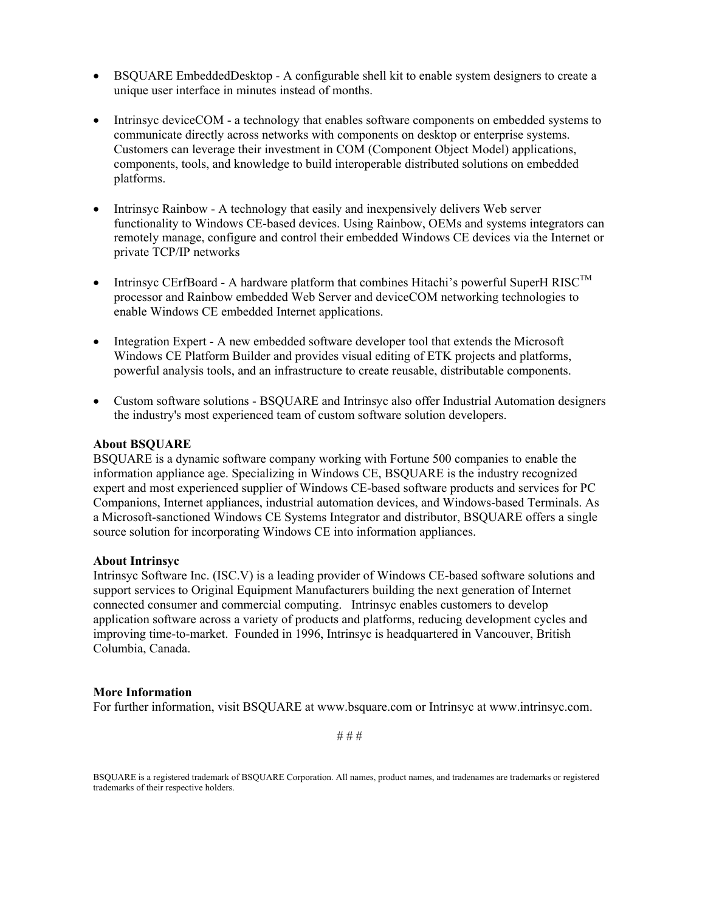- BSQUARE EmbeddedDesktop - A configurable shell kit to enable system designers to create a unique user interface in minutes instead of months.

- Intrinsyc deviceCOM - a technology that enables software components on embedded systems to communicate directly across networks with components on desktop or enterprise systems. Customers can leverage their investment in COM (Component Object Model) applications, components, tools, and knowledge to build interoperable distributed solutions on embedded platforms.

- Intrinsyc Rainbow - A technology that easily and inexpensively delivers Web server functionality to Windows CE-based devices. Using Rainbow, OEMs and systems integrators can remotely manage, configure and control their embedded Windows CE devices via the Internet or private TCP/IP networks

- Intrinsyc CErfBoard - A hardware platform that combines Hitachi's powerful SuperH RISC™ processor and Rainbow embedded Web Server and deviceCOM networking technologies to enable Windows CE embedded Internet applications.

- Integration Expert - A new embedded software developer tool that extends the Microsoft Windows CE Platform Builder and provides visual editing of ETK projects and platforms, powerful analysis tools, and an infrastructure to create reusable, distributable components.

- Custom software solutions - BSQUARE and Intrinsyc also offer Industrial Automation designers the industry's most experienced team of custom software solution developers.

**About BSQUARE**
BSQUARE is a dynamic software company working with Fortune 500 companies to enable the information appliance age. Specializing in Windows CE, BSQUARE is the industry recognized expert and most experienced supplier of Windows CE-based software products and services for PC Companions, Internet appliances, industrial automation devices, and Windows-based Terminals. As a Microsoft-sanctioned Windows CE Systems Integrator and distributor, BSQUARE offers a single source solution for incorporating Windows CE into information appliances.

**About Intrinsyc**
Intrinsyc Software Inc. (ISC.V) is a leading provider of Windows CE-based software solutions and support services to Original Equipment Manufacturers building the next generation of Internet connected consumer and commercial computing. Intrinsyc enables customers to develop application software across a variety of products and platforms, reducing development cycles and improving time-to-market. Founded in 1996, Intrinsyc is headquartered in Vancouver, British Columbia, Canada.

**More Information**
For further information, visit BSQUARE at www.bsquare.com or Intrinsyc at www.intrinsyc.com.

# # #

BSQUARE is a registered trademark of BSQUARE Corporation. All names, product names, and tradenames are trademarks or registered trademarks of their respective holders.